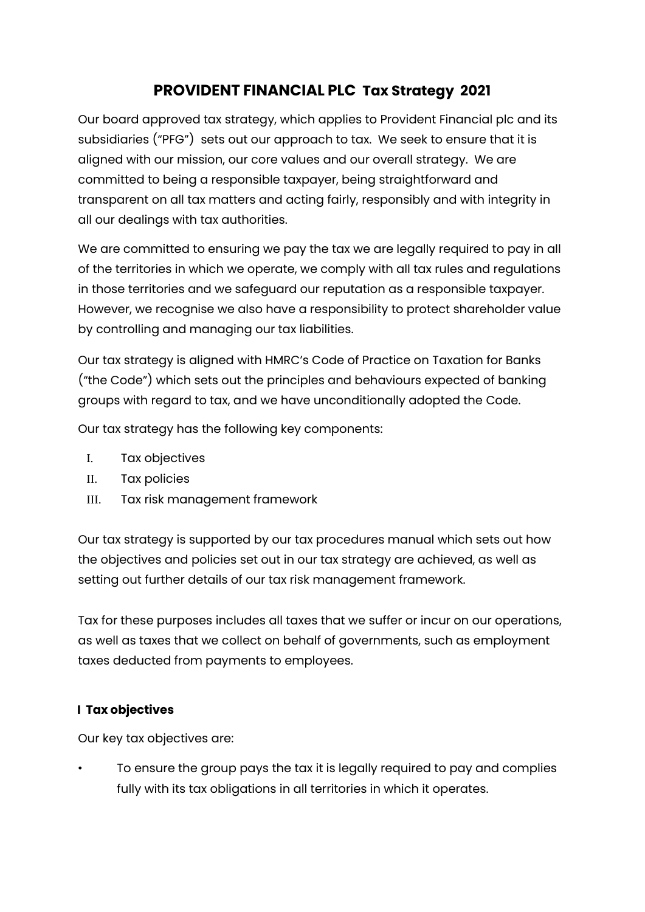# PROVIDENT FINANCIAL PLC Tax Strategy 2021

Our board approved tax strategy, which applies to Provident Financial plc and its subsidiaries ("PFG") sets out our approach to tax. We seek to ensure that it is aligned with our mission, our core values and our overall strategy. We are committed to being a responsible taxpayer, being straightforward and transparent on all tax matters and acting fairly, responsibly and with integrity in all our dealings with tax authorities.

We are committed to ensuring we pay the tax we are legally required to pay in all of the territories in which we operate, we comply with all tax rules and regulations in those territories and we safeguard our reputation as a responsible taxpayer. However, we recognise we also have a responsibility to protect shareholder value by controlling and managing our tax liabilities.

Our tax strategy is aligned with HMRC's Code of Practice on Taxation for Banks ("the Code") which sets out the principles and behaviours expected of banking groups with regard to tax, and we have unconditionally adopted the Code.

Our tax strategy has the following key components:

I. Tax objectives
II. Tax policies
III. Tax risk management framework

Our tax strategy is supported by our tax procedures manual which sets out how the objectives and policies set out in our tax strategy are achieved, as well as setting out further details of our tax risk management framework.

Tax for these purposes includes all taxes that we suffer or incur on our operations, as well as taxes that we collect on behalf of governments, such as employment taxes deducted from payments to employees.

## I Tax objectives

Our key tax objectives are:

- To ensure the group pays the tax it is legally required to pay and complies fully with its tax obligations in all territories in which it operates.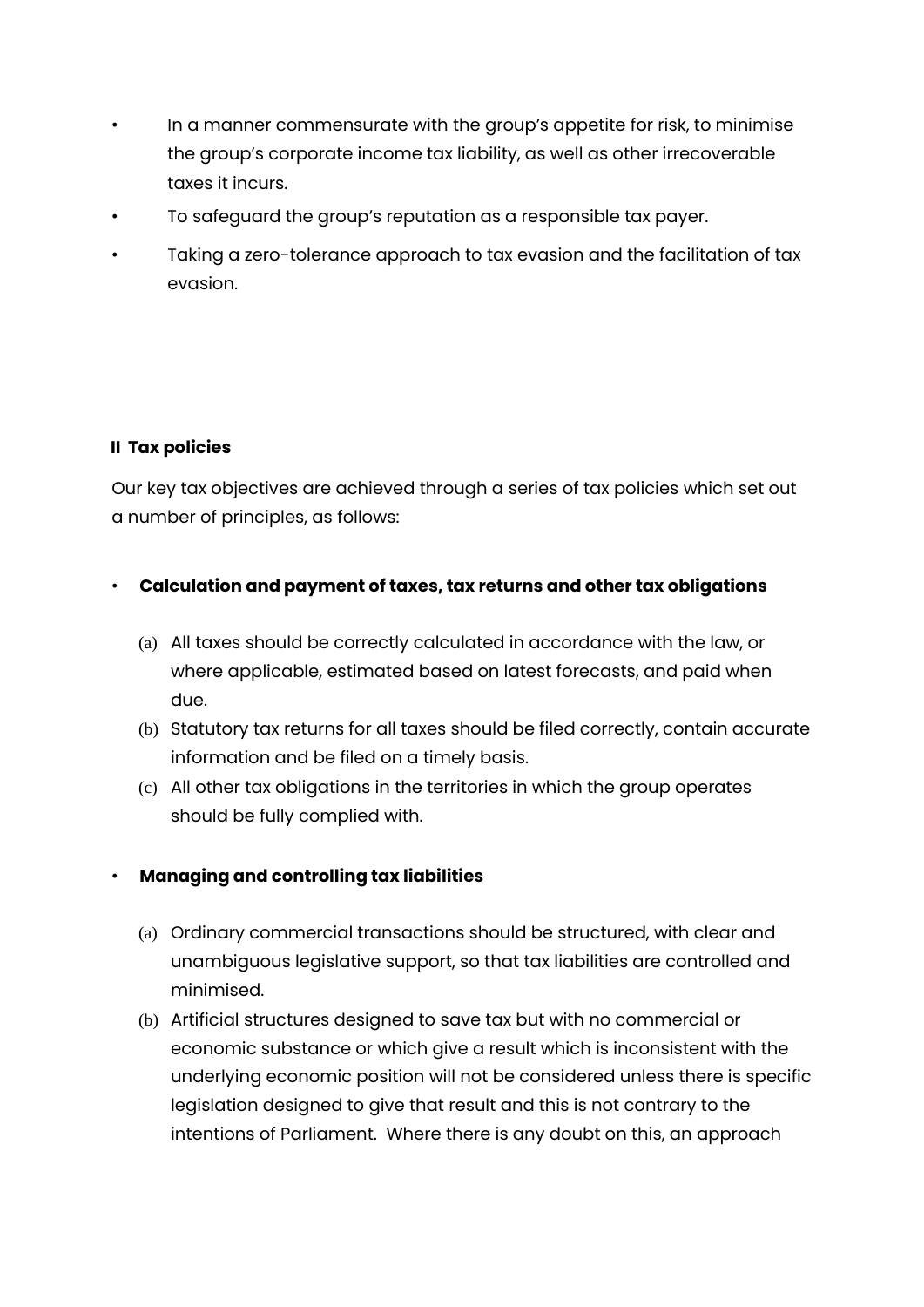- In a manner commensurate with the group's appetite for risk, to minimise the group's corporate income tax liability, as well as other irrecoverable taxes it incurs.
- To safeguard the group's reputation as a responsible tax payer.
- Taking a zero-tolerance approach to tax evasion and the facilitation of tax evasion.

**II Tax policies**

Our key tax objectives are achieved through a series of tax policies which set out a number of principles, as follows:

- **Calculation and payment of taxes, tax returns and other tax obligations**

  (a) All taxes should be correctly calculated in accordance with the law, or where applicable, estimated based on latest forecasts, and paid when due.

  (b) Statutory tax returns for all taxes should be filed correctly, contain accurate information and be filed on a timely basis.

  (c) All other tax obligations in the territories in which the group operates should be fully complied with.

- **Managing and controlling tax liabilities**

  (a) Ordinary commercial transactions should be structured, with clear and unambiguous legislative support, so that tax liabilities are controlled and minimised.

  (b) Artificial structures designed to save tax but with no commercial or economic substance or which give a result which is inconsistent with the underlying economic position will not be considered unless there is specific legislation designed to give that result and this is not contrary to the intentions of Parliament. Where there is any doubt on this, an approach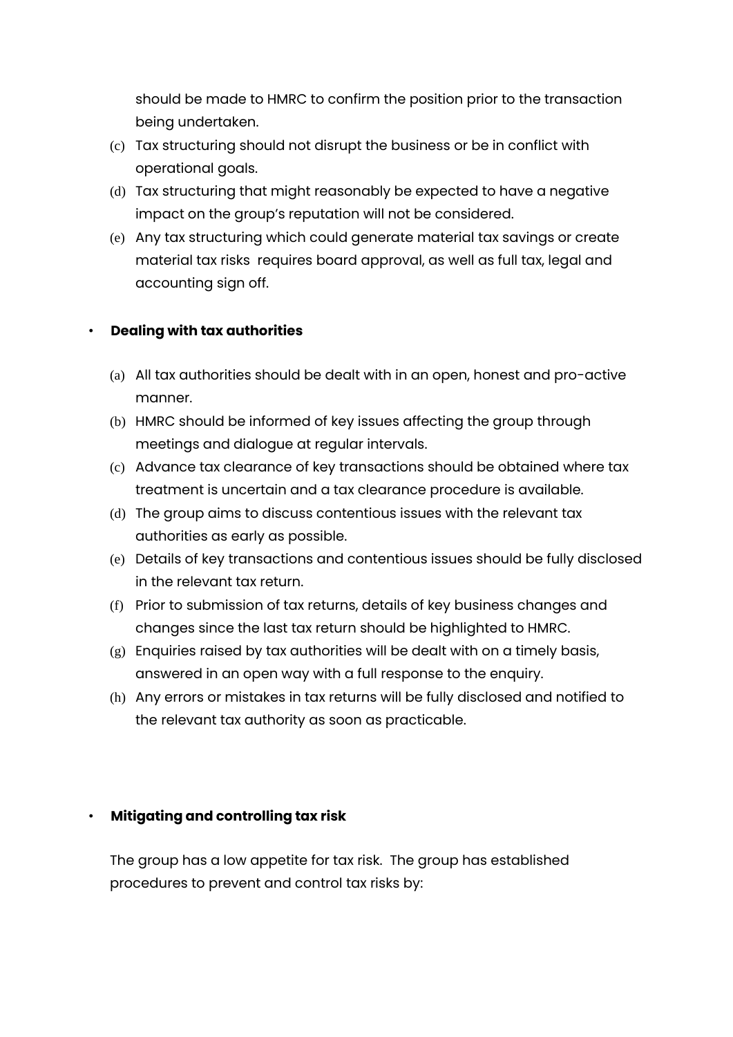should be made to HMRC to confirm the position prior to the transaction being undertaken.

(c) Tax structuring should not disrupt the business or be in conflict with operational goals.

(d) Tax structuring that might reasonably be expected to have a negative impact on the group's reputation will not be considered.

(e) Any tax structuring which could generate material tax savings or create material tax risks requires board approval, as well as full tax, legal and accounting sign off.

- **Dealing with tax authorities**

(a) All tax authorities should be dealt with in an open, honest and pro-active manner.

(b) HMRC should be informed of key issues affecting the group through meetings and dialogue at regular intervals.

(c) Advance tax clearance of key transactions should be obtained where tax treatment is uncertain and a tax clearance procedure is available.

(d) The group aims to discuss contentious issues with the relevant tax authorities as early as possible.

(e) Details of key transactions and contentious issues should be fully disclosed in the relevant tax return.

(f) Prior to submission of tax returns, details of key business changes and changes since the last tax return should be highlighted to HMRC.

(g) Enquiries raised by tax authorities will be dealt with on a timely basis, answered in an open way with a full response to the enquiry.

(h) Any errors or mistakes in tax returns will be fully disclosed and notified to the relevant tax authority as soon as practicable.

- **Mitigating and controlling tax risk**

The group has a low appetite for tax risk. The group has established procedures to prevent and control tax risks by: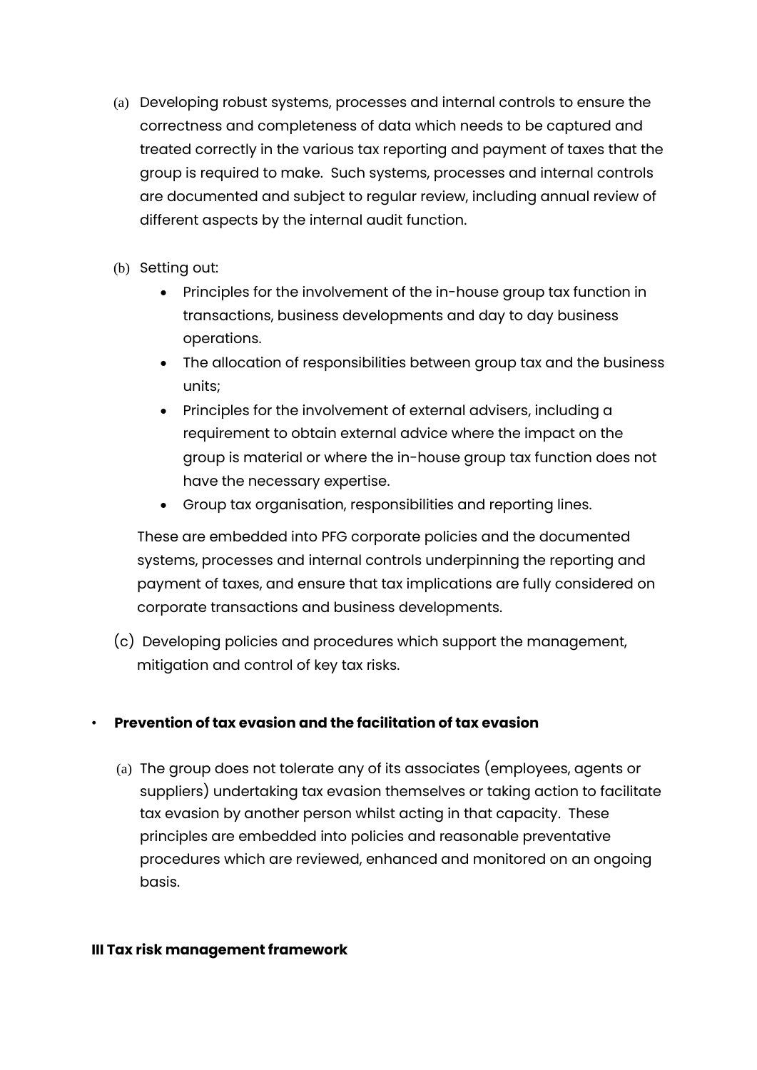(a) Developing robust systems, processes and internal controls to ensure the correctness and completeness of data which needs to be captured and treated correctly in the various tax reporting and payment of taxes that the group is required to make. Such systems, processes and internal controls are documented and subject to regular review, including annual review of different aspects by the internal audit function.

(b) Setting out:

- Principles for the involvement of the in-house group tax function in transactions, business developments and day to day business operations.
- The allocation of responsibilities between group tax and the business units;
- Principles for the involvement of external advisers, including a requirement to obtain external advice where the impact on the group is material or where the in-house group tax function does not have the necessary expertise.
- Group tax organisation, responsibilities and reporting lines.

These are embedded into PFG corporate policies and the documented systems, processes and internal controls underpinning the reporting and payment of taxes, and ensure that tax implications are fully considered on corporate transactions and business developments.

(c) Developing policies and procedures which support the management, mitigation and control of key tax risks.

- **Prevention of tax evasion and the facilitation of tax evasion**

(a) The group does not tolerate any of its associates (employees, agents or suppliers) undertaking tax evasion themselves or taking action to facilitate tax evasion by another person whilst acting in that capacity. These principles are embedded into policies and reasonable preventative procedures which are reviewed, enhanced and monitored on an ongoing basis.

**III Tax risk management framework**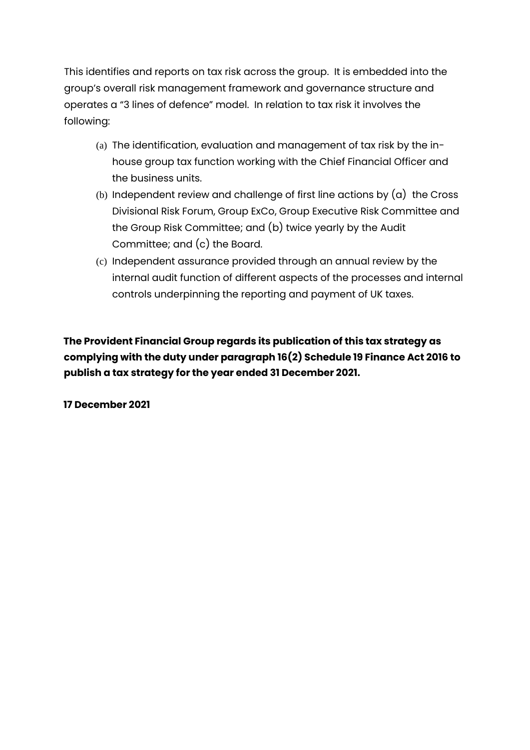This identifies and reports on tax risk across the group. It is embedded into the group's overall risk management framework and governance structure and operates a "3 lines of defence" model. In relation to tax risk it involves the following:

(a) The identification, evaluation and management of tax risk by the in-house group tax function working with the Chief Financial Officer and the business units.

(b) Independent review and challenge of first line actions by (a) the Cross Divisional Risk Forum, Group ExCo, Group Executive Risk Committee and the Group Risk Committee; and (b) twice yearly by the Audit Committee; and (c) the Board.

(c) Independent assurance provided through an annual review by the internal audit function of different aspects of the processes and internal controls underpinning the reporting and payment of UK taxes.

**The Provident Financial Group regards its publication of this tax strategy as complying with the duty under paragraph 16(2) Schedule 19 Finance Act 2016 to publish a tax strategy for the year ended 31 December 2021.**

**17 December 2021**